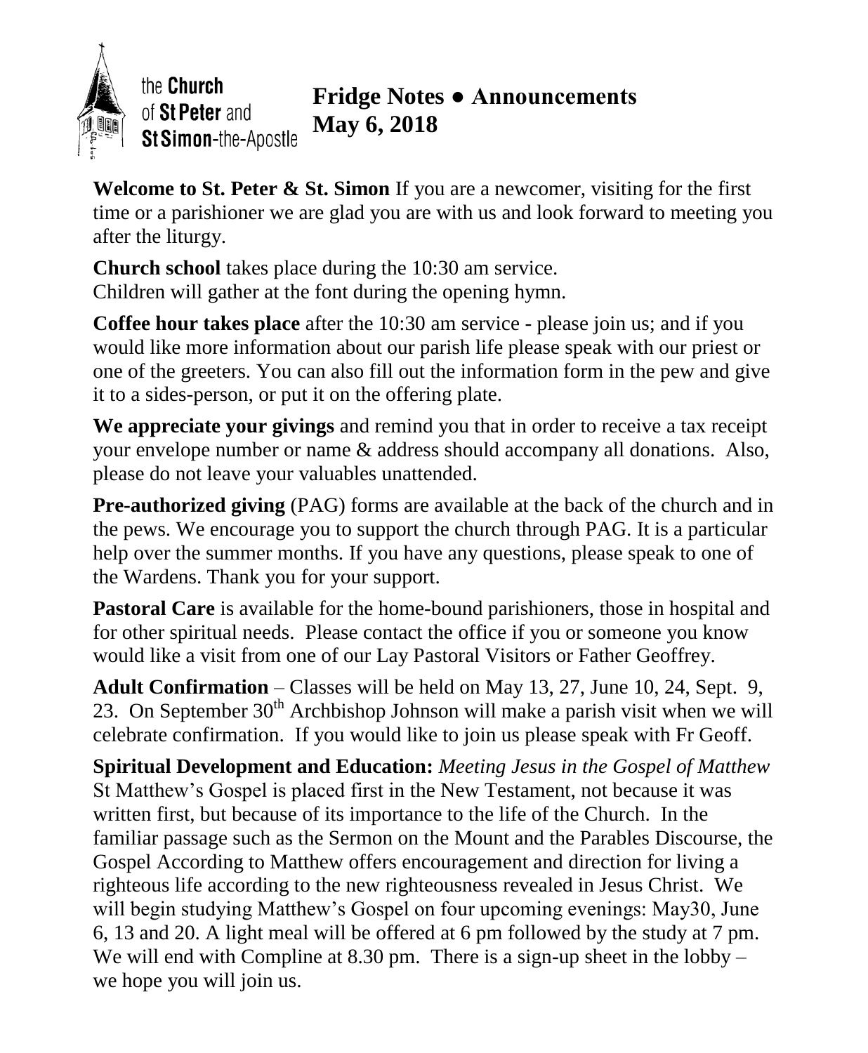the **Church** of **St Peter** and **St Simon**-the-Apostle

# Fridge Notes ● Announcements
# May 6, 2018

**Welcome to St. Peter & St. Simon** If you are a newcomer, visiting for the first time or a parishioner we are glad you are with us and look forward to meeting you after the liturgy.

**Church school** takes place during the 10:30 am service.
Children will gather at the font during the opening hymn.

**Coffee hour takes place** after the 10:30 am service - please join us; and if you would like more information about our parish life please speak with our priest or one of the greeters. You can also fill out the information form in the pew and give it to a sides-person, or put it on the offering plate.

**We appreciate your givings** and remind you that in order to receive a tax receipt your envelope number or name & address should accompany all donations. Also, please do not leave your valuables unattended.

**Pre-authorized giving** (PAG) forms are available at the back of the church and in the pews. We encourage you to support the church through PAG. It is a particular help over the summer months. If you have any questions, please speak to one of the Wardens. Thank you for your support.

**Pastoral Care** is available for the home-bound parishioners, those in hospital and for other spiritual needs. Please contact the office if you or someone you know would like a visit from one of our Lay Pastoral Visitors or Father Geoffrey.

**Adult Confirmation** – Classes will be held on May 13, 27, June 10, 24, Sept. 9, 23. On September 30th Archbishop Johnson will make a parish visit when we will celebrate confirmation. If you would like to join us please speak with Fr Geoff.

**Spiritual Development and Education:** *Meeting Jesus in the Gospel of Matthew* St Matthew's Gospel is placed first in the New Testament, not because it was written first, but because of its importance to the life of the Church. In the familiar passage such as the Sermon on the Mount and the Parables Discourse, the Gospel According to Matthew offers encouragement and direction for living a righteous life according to the new righteousness revealed in Jesus Christ. We will begin studying Matthew's Gospel on four upcoming evenings: May30, June 6, 13 and 20. A light meal will be offered at 6 pm followed by the study at 7 pm. We will end with Compline at 8.30 pm. There is a sign-up sheet in the lobby – we hope you will join us.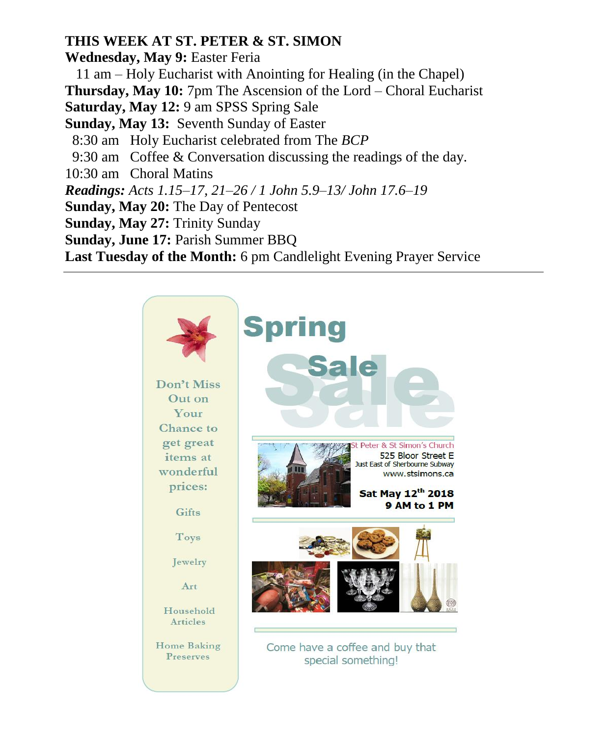**THIS WEEK AT ST. PETER & ST. SIMON**

**Wednesday, May 9:** Easter Feria
11 am – Holy Eucharist with Anointing for Healing (in the Chapel)

**Thursday, May 10:** 7pm The Ascension of the Lord – Choral Eucharist

**Saturday, May 12:** 9 am SPSS Spring Sale

**Sunday, May 13:** Seventh Sunday of Easter
8:30 am Holy Eucharist celebrated from The *BCP*
9:30 am Coffee & Conversation discussing the readings of the day.
10:30 am Choral Matins

***Readings:*** *Acts 1.15–17, 21–26 / 1 John 5.9–13/ John 17.6–19*

**Sunday, May 20:** The Day of Pentecost

**Sunday, May 27:** Trinity Sunday

**Sunday, June 17:** Parish Summer BBQ

**Last Tuesday of the Month:** 6 pm Candlelight Evening Prayer Service

---

# Spring Sale

Don't Miss Out on Your Chance to get great items at wonderful prices:

- Gifts
- Toys
- Jewelry
- Art
- Household Articles
- Home Baking Preserves

St Peter & St Simon's Church
525 Bloor Street E
Just East of Sherbourne Subway
www.stsimons.ca

**Sat May 12th 2018**
**9 AM to 1 PM**

Come have a coffee and buy that special something!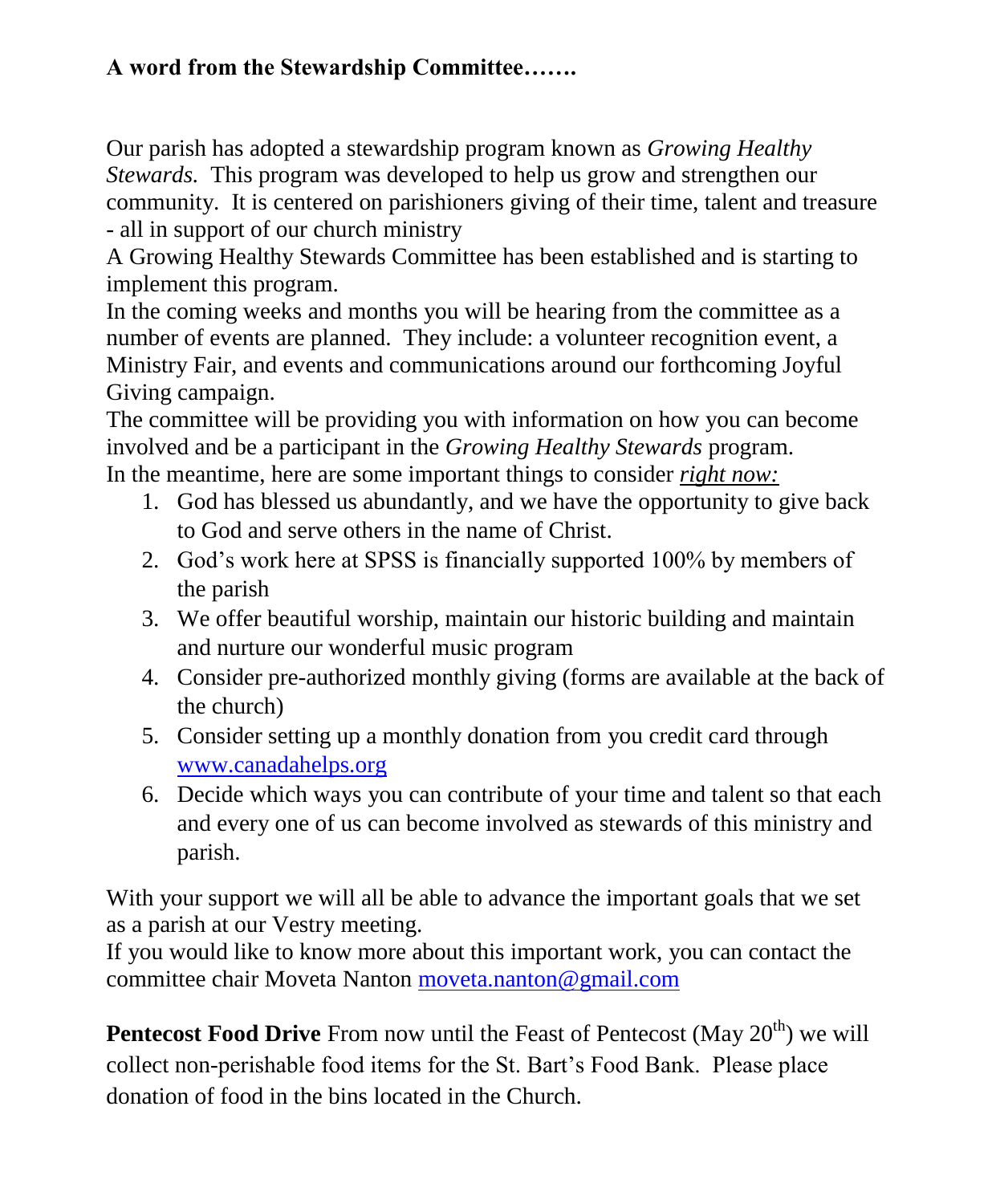**A word from the Stewardship Committee…….**

Our parish has adopted a stewardship program known as *Growing Healthy Stewards.* This program was developed to help us grow and strengthen our community. It is centered on parishioners giving of their time, talent and treasure - all in support of our church ministry

A Growing Healthy Stewards Committee has been established and is starting to implement this program.

In the coming weeks and months you will be hearing from the committee as a number of events are planned. They include: a volunteer recognition event, a Ministry Fair, and events and communications around our forthcoming Joyful Giving campaign.

The committee will be providing you with information on how you can become involved and be a participant in the *Growing Healthy Stewards* program.

In the meantime, here are some important things to consider ***right now:***

1. God has blessed us abundantly, and we have the opportunity to give back to God and serve others in the name of Christ.
2. God's work here at SPSS is financially supported 100% by members of the parish
3. We offer beautiful worship, maintain our historic building and maintain and nurture our wonderful music program
4. Consider pre-authorized monthly giving (forms are available at the back of the church)
5. Consider setting up a monthly donation from you credit card through [www.canadahelps.org](www.canadahelps.org)
6. Decide which ways you can contribute of your time and talent so that each and every one of us can become involved as stewards of this ministry and parish.

With your support we will all be able to advance the important goals that we set as a parish at our Vestry meeting.

If you would like to know more about this important work, you can contact the committee chair Moveta Nanton moveta.nanton@gmail.com

**Pentecost Food Drive** From now until the Feast of Pentecost (May 20th) we will collect non-perishable food items for the St. Bart's Food Bank. Please place donation of food in the bins located in the Church.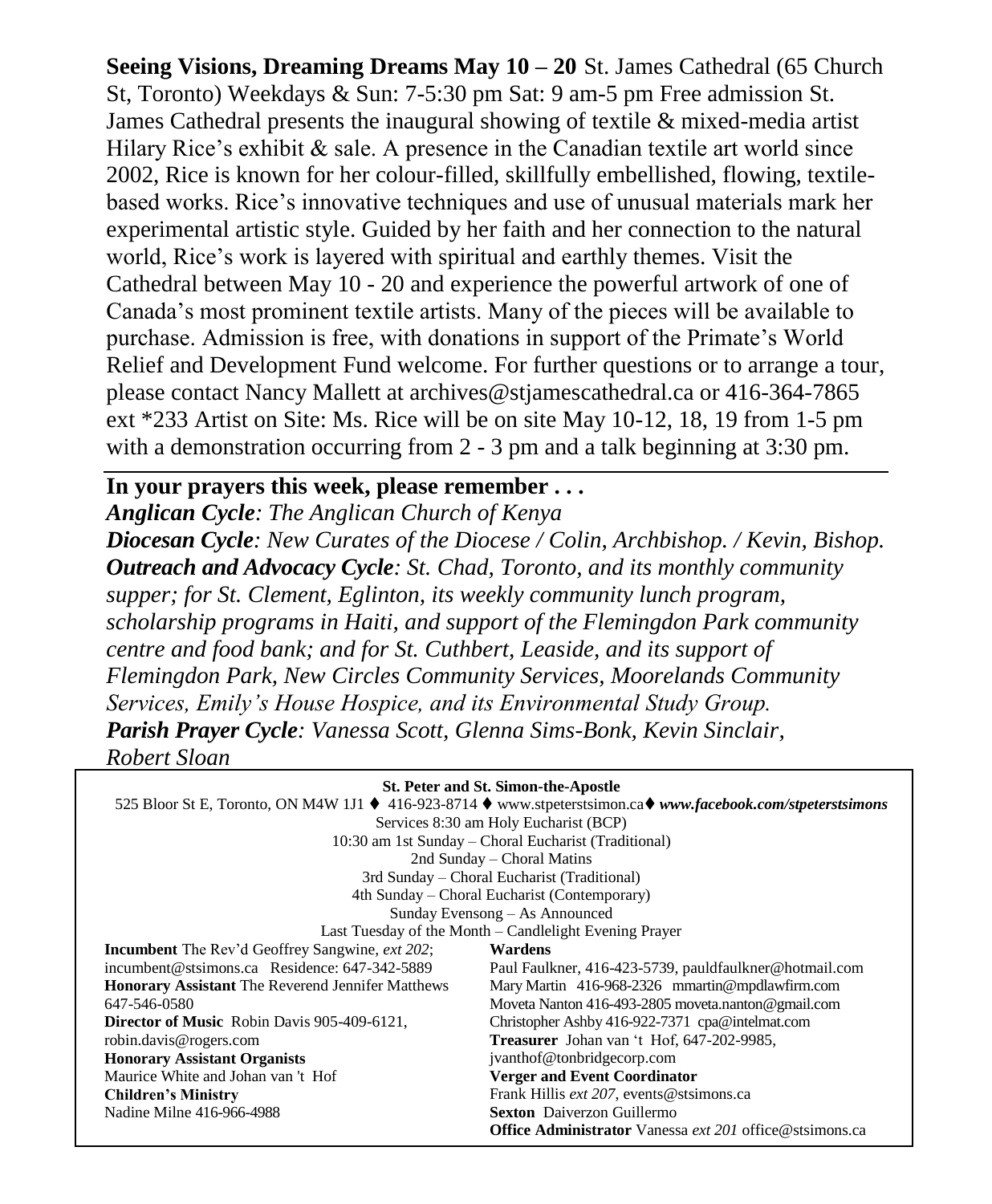**Seeing Visions, Dreaming Dreams May 10 – 20** St. James Cathedral (65 Church St, Toronto) Weekdays & Sun: 7-5:30 pm Sat: 9 am-5 pm Free admission St. James Cathedral presents the inaugural showing of textile & mixed-media artist Hilary Rice's exhibit & sale. A presence in the Canadian textile art world since 2002, Rice is known for her colour-filled, skillfully embellished, flowing, textile-based works. Rice's innovative techniques and use of unusual materials mark her experimental artistic style. Guided by her faith and her connection to the natural world, Rice's work is layered with spiritual and earthly themes. Visit the Cathedral between May 10 - 20 and experience the powerful artwork of one of Canada's most prominent textile artists. Many of the pieces will be available to purchase. Admission is free, with donations in support of the Primate's World Relief and Development Fund welcome. For further questions or to arrange a tour, please contact Nancy Mallett at archives@stjamescathedral.ca or 416-364-7865 ext *233 Artist on Site: Ms. Rice will be on site May 10-12, 18, 19 from 1-5 pm with a demonstration occurring from 2 - 3 pm and a talk beginning at 3:30 pm.

---

**In your prayers this week, please remember . . .**

***Anglican Cycle****: The Anglican Church of Kenya*

***Diocesan Cycle****: New Curates of the Diocese / Colin, Archbishop. / Kevin, Bishop.*

***Outreach and Advocacy Cycle****: St. Chad, Toronto, and its monthly community supper; for St. Clement, Eglinton, its weekly community lunch program, scholarship programs in Haiti, and support of the Flemingdon Park community centre and food bank; and for St. Cuthbert, Leaside, and its support of Flemingdon Park, New Circles Community Services, Moorelands Community Services, Emily's House Hospice, and its Environmental Study Group.*

***Parish Prayer Cycle****: Vanessa Scott, Glenna Sims-Bonk, Kevin Sinclair, Robert Sloan*

---

**St. Peter and St. Simon-the-Apostle**

525 Bloor St E, Toronto, ON M4W 1J1 ♦ 416-923-8714 ♦ www.stpeterstsimon.ca♦ ***www.facebook.com/stpeterstsimons***

Services 8:30 am Holy Eucharist (BCP)
10:30 am 1st Sunday – Choral Eucharist (Traditional)
2nd Sunday – Choral Matins
3rd Sunday – Choral Eucharist (Traditional)
4th Sunday – Choral Eucharist (Contemporary)
Sunday Evensong – As Announced
Last Tuesday of the Month – Candlelight Evening Prayer

**Incumbent** The Rev'd Geoffrey Sangwine, *ext 202*; incumbent@stsimons.ca Residence: 647-342-5889
**Honorary Assistant** The Reverend Jennifer Matthews 647-546-0580
**Director of Music** Robin Davis 905-409-6121, robin.davis@rogers.com
**Honorary Assistant Organists** Maurice White and Johan van 't Hof
**Children's Ministry** Nadine Milne 416-966-4988

**Wardens**
Paul Faulkner, 416-423-5739, pauldfaulkner@hotmail.com
Mary Martin 416-968-2326 mmartin@mpdlawfirm.com
Moveta Nanton 416-493-2805 moveta.nanton@gmail.com
Christopher Ashby 416-922-7371 cpa@intelmat.com
**Treasurer** Johan van 't Hof, 647-202-9985, jvanthof@tonbridgecorp.com
**Verger and Event Coordinator** Frank Hillis *ext 207*, events@stsimons.ca
**Sexton** Daiverzon Guillermo
**Office Administrator** Vanessa *ext 201* office@stsimons.ca